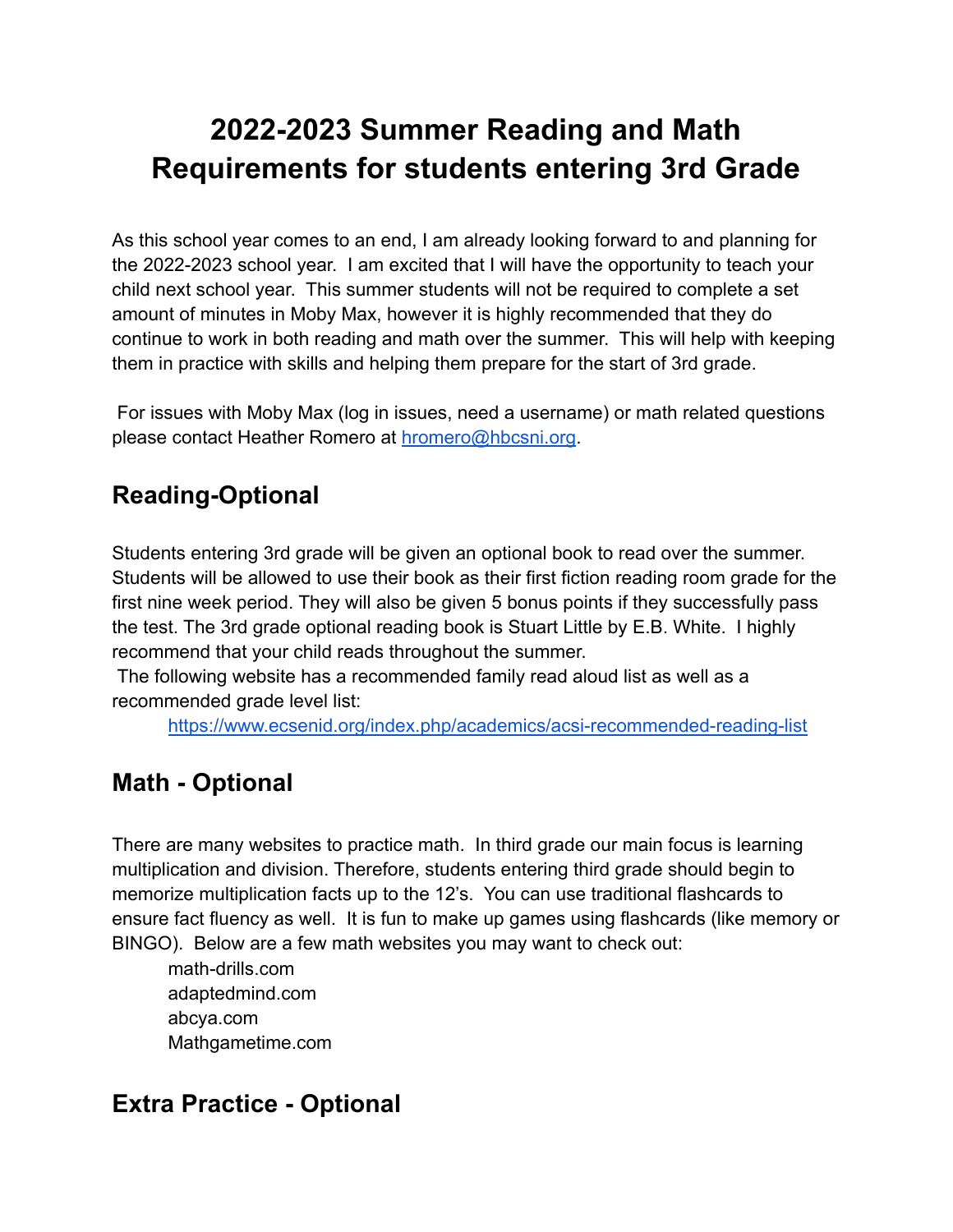# 2022-2023 Summer Reading and Math Requirements for students entering 3rd Grade

As this school year comes to an end, I am already looking forward to and planning for the 2022-2023 school year. I am excited that I will have the opportunity to teach your child next school year. This summer students will not be required to complete a set amount of minutes in Moby Max, however it is highly recommended that they do continue to work in both reading and math over the summer. This will help with keeping them in practice with skills and helping them prepare for the start of 3rd grade.

For issues with Moby Max (log in issues, need a username) or math related questions please contact Heather Romero at [hromero@hbcsni.org](mailto:hromero@hbcsni.org).

## Reading-Optional

Students entering 3rd grade will be given an optional book to read over the summer. Students will be allowed to use their book as their first fiction reading room grade for the first nine week period. They will also be given 5 bonus points if they successfully pass the test. The 3rd grade optional reading book is Stuart Little by E.B. White. I highly recommend that your child reads throughout the summer.

The following website has a recommended family read aloud list as well as a recommended grade level list:

[https://www.ecsenid.org/index.php/academics/acsi-recommended-reading-list](https://www.ecsenid.org/index.php/academics/acsi-recommended-reading-list)

## Math - Optional

There are many websites to practice math. In third grade our main focus is learning multiplication and division. Therefore, students entering third grade should begin to memorize multiplication facts up to the 12's. You can use traditional flashcards to ensure fact fluency as well. It is fun to make up games using flashcards (like memory or BINGO). Below are a few math websites you may want to check out:

- math-drills.com
- adaptedmind.com
- abcya.com
- Mathgametime.com

## Extra Practice - Optional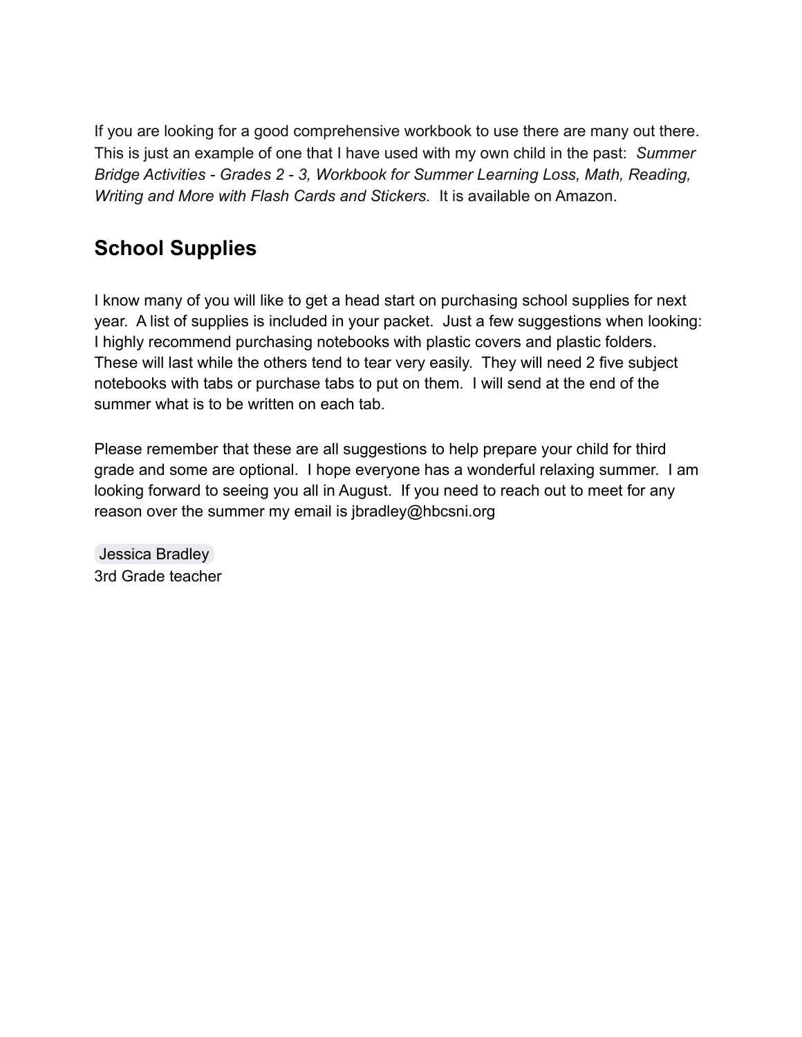If you are looking for a good comprehensive workbook to use there are many out there. This is just an example of one that I have used with my own child in the past: *Summer Bridge Activities - Grades 2 - 3, Workbook for Summer Learning Loss, Math, Reading, Writing and More with Flash Cards and Stickers.* It is available on Amazon.

## School Supplies

I know many of you will like to get a head start on purchasing school supplies for next year. A list of supplies is included in your packet. Just a few suggestions when looking: I highly recommend purchasing notebooks with plastic covers and plastic folders. These will last while the others tend to tear very easily. They will need 2 five subject notebooks with tabs or purchase tabs to put on them. I will send at the end of the summer what is to be written on each tab.

Please remember that these are all suggestions to help prepare your child for third grade and some are optional. I hope everyone has a wonderful relaxing summer. I am looking forward to seeing you all in August. If you need to reach out to meet for any reason over the summer my email is jbradley@hbcsni.org

Jessica Bradley
3rd Grade teacher